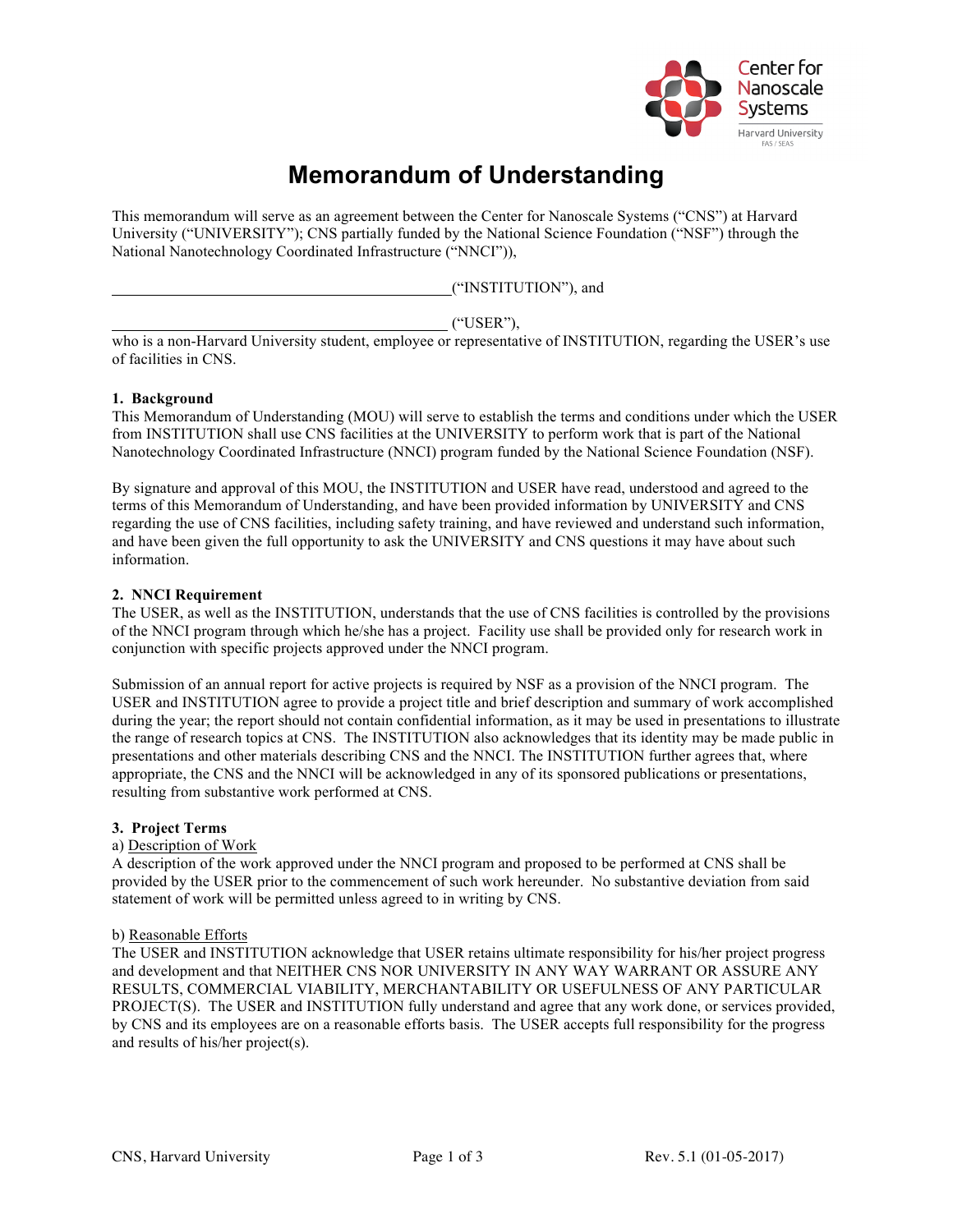Center for Nanoscale Systems
Harvard University
FAS / SEAS

# Memorandum of Understanding

This memorandum will serve as an agreement between the Center for Nanoscale Systems ("CNS") at Harvard University ("UNIVERSITY"); CNS partially funded by the National Science Foundation ("NSF") through the National Nanotechnology Coordinated Infrastructure ("NNCI")),

\_\_\_\_\_\_\_\_\_\_\_\_\_\_\_\_\_\_\_\_\_\_\_\_\_\_\_\_\_\_\_\_\_\_\_\_\_\_\_\_\_\_\_\_("INSTITUTION"), and

\_\_\_\_\_\_\_\_\_\_\_\_\_\_\_\_\_\_\_\_\_\_\_\_\_\_\_\_\_\_\_\_\_\_\_\_\_\_\_\_\_\_\_\_ ("USER"),

who is a non-Harvard University student, employee or representative of INSTITUTION, regarding the USER's use of facilities in CNS.

**1. Background**

This Memorandum of Understanding (MOU) will serve to establish the terms and conditions under which the USER from INSTITUTION shall use CNS facilities at the UNIVERSITY to perform work that is part of the National Nanotechnology Coordinated Infrastructure (NNCI) program funded by the National Science Foundation (NSF).

By signature and approval of this MOU, the INSTITUTION and USER have read, understood and agreed to the terms of this Memorandum of Understanding, and have been provided information by UNIVERSITY and CNS regarding the use of CNS facilities, including safety training, and have reviewed and understand such information, and have been given the full opportunity to ask the UNIVERSITY and CNS questions it may have about such information.

**2. NNCI Requirement**

The USER, as well as the INSTITUTION, understands that the use of CNS facilities is controlled by the provisions of the NNCI program through which he/she has a project. Facility use shall be provided only for research work in conjunction with specific projects approved under the NNCI program.

Submission of an annual report for active projects is required by NSF as a provision of the NNCI program. The USER and INSTITUTION agree to provide a project title and brief description and summary of work accomplished during the year; the report should not contain confidential information, as it may be used in presentations to illustrate the range of research topics at CNS. The INSTITUTION also acknowledges that its identity may be made public in presentations and other materials describing CNS and the NNCI. The INSTITUTION further agrees that, where appropriate, the CNS and the NNCI will be acknowledged in any of its sponsored publications or presentations, resulting from substantive work performed at CNS.

**3. Project Terms**

a) Description of Work

A description of the work approved under the NNCI program and proposed to be performed at CNS shall be provided by the USER prior to the commencement of such work hereunder. No substantive deviation from said statement of work will be permitted unless agreed to in writing by CNS.

b) Reasonable Efforts

The USER and INSTITUTION acknowledge that USER retains ultimate responsibility for his/her project progress and development and that NEITHER CNS NOR UNIVERSITY IN ANY WAY WARRANT OR ASSURE ANY RESULTS, COMMERCIAL VIABILITY, MERCHANTABILITY OR USEFULNESS OF ANY PARTICULAR PROJECT(S). The USER and INSTITUTION fully understand and agree that any work done, or services provided, by CNS and its employees are on a reasonable efforts basis. The USER accepts full responsibility for the progress and results of his/her project(s).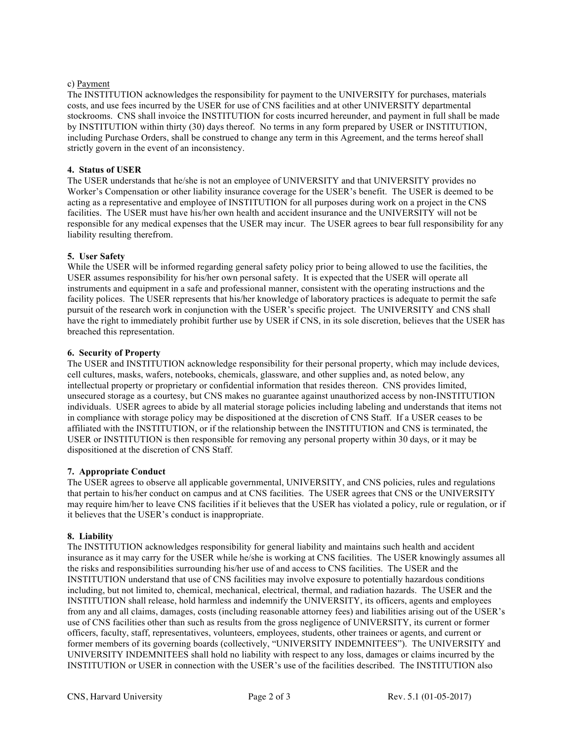c) Payment

The INSTITUTION acknowledges the responsibility for payment to the UNIVERSITY for purchases, materials costs, and use fees incurred by the USER for use of CNS facilities and at other UNIVERSITY departmental stockrooms. CNS shall invoice the INSTITUTION for costs incurred hereunder, and payment in full shall be made by INSTITUTION within thirty (30) days thereof. No terms in any form prepared by USER or INSTITUTION, including Purchase Orders, shall be construed to change any term in this Agreement, and the terms hereof shall strictly govern in the event of an inconsistency.

**4. Status of USER**

The USER understands that he/she is not an employee of UNIVERSITY and that UNIVERSITY provides no Worker's Compensation or other liability insurance coverage for the USER's benefit. The USER is deemed to be acting as a representative and employee of INSTITUTION for all purposes during work on a project in the CNS facilities. The USER must have his/her own health and accident insurance and the UNIVERSITY will not be responsible for any medical expenses that the USER may incur. The USER agrees to bear full responsibility for any liability resulting therefrom.

**5. User Safety**

While the USER will be informed regarding general safety policy prior to being allowed to use the facilities, the USER assumes responsibility for his/her own personal safety. It is expected that the USER will operate all instruments and equipment in a safe and professional manner, consistent with the operating instructions and the facility polices. The USER represents that his/her knowledge of laboratory practices is adequate to permit the safe pursuit of the research work in conjunction with the USER's specific project. The UNIVERSITY and CNS shall have the right to immediately prohibit further use by USER if CNS, in its sole discretion, believes that the USER has breached this representation.

**6. Security of Property**

The USER and INSTITUTION acknowledge responsibility for their personal property, which may include devices, cell cultures, masks, wafers, notebooks, chemicals, glassware, and other supplies and, as noted below, any intellectual property or proprietary or confidential information that resides thereon. CNS provides limited, unsecured storage as a courtesy, but CNS makes no guarantee against unauthorized access by non-INSTITUTION individuals. USER agrees to abide by all material storage policies including labeling and understands that items not in compliance with storage policy may be dispositioned at the discretion of CNS Staff. If a USER ceases to be affiliated with the INSTITUTION, or if the relationship between the INSTITUTION and CNS is terminated, the USER or INSTITUTION is then responsible for removing any personal property within 30 days, or it may be dispositioned at the discretion of CNS Staff.

**7. Appropriate Conduct**

The USER agrees to observe all applicable governmental, UNIVERSITY, and CNS policies, rules and regulations that pertain to his/her conduct on campus and at CNS facilities. The USER agrees that CNS or the UNIVERSITY may require him/her to leave CNS facilities if it believes that the USER has violated a policy, rule or regulation, or if it believes that the USER's conduct is inappropriate.

**8. Liability**

The INSTITUTION acknowledges responsibility for general liability and maintains such health and accident insurance as it may carry for the USER while he/she is working at CNS facilities. The USER knowingly assumes all the risks and responsibilities surrounding his/her use of and access to CNS facilities. The USER and the INSTITUTION understand that use of CNS facilities may involve exposure to potentially hazardous conditions including, but not limited to, chemical, mechanical, electrical, thermal, and radiation hazards. The USER and the INSTITUTION shall release, hold harmless and indemnify the UNIVERSITY, its officers, agents and employees from any and all claims, damages, costs (including reasonable attorney fees) and liabilities arising out of the USER's use of CNS facilities other than such as results from the gross negligence of UNIVERSITY, its current or former officers, faculty, staff, representatives, volunteers, employees, students, other trainees or agents, and current or former members of its governing boards (collectively, "UNIVERSITY INDEMNITEES"). The UNIVERSITY and UNIVERSITY INDEMNITEES shall hold no liability with respect to any loss, damages or claims incurred by the INSTITUTION or USER in connection with the USER's use of the facilities described. The INSTITUTION also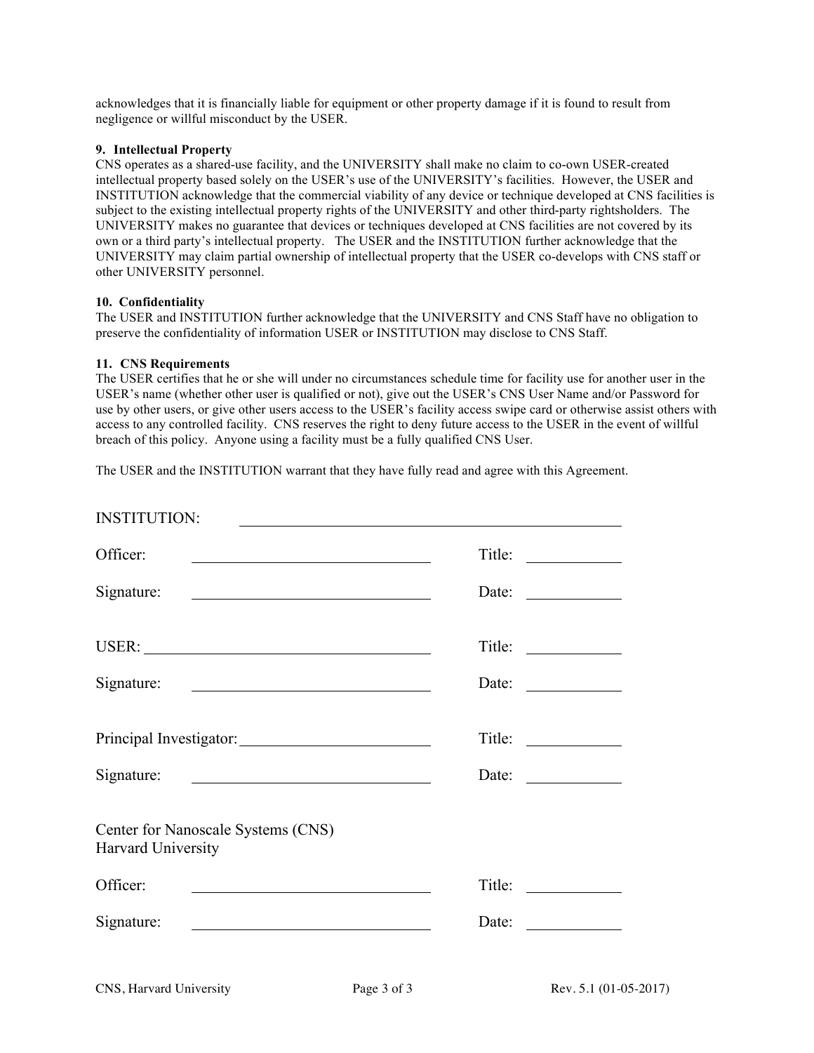acknowledges that it is financially liable for equipment or other property damage if it is found to result from negligence or willful misconduct by the USER.

**9. Intellectual Property**

CNS operates as a shared-use facility, and the UNIVERSITY shall make no claim to co-own USER-created intellectual property based solely on the USER's use of the UNIVERSITY's facilities. However, the USER and INSTITUTION acknowledge that the commercial viability of any device or technique developed at CNS facilities is subject to the existing intellectual property rights of the UNIVERSITY and other third-party rightsholders. The UNIVERSITY makes no guarantee that devices or techniques developed at CNS facilities are not covered by its own or a third party's intellectual property. The USER and the INSTITUTION further acknowledge that the UNIVERSITY may claim partial ownership of intellectual property that the USER co-develops with CNS staff or other UNIVERSITY personnel.

**10. Confidentiality**

The USER and INSTITUTION further acknowledge that the UNIVERSITY and CNS Staff have no obligation to preserve the confidentiality of information USER or INSTITUTION may disclose to CNS Staff.

**11. CNS Requirements**

The USER certifies that he or she will under no circumstances schedule time for facility use for another user in the USER's name (whether other user is qualified or not), give out the USER's CNS User Name and/or Password for use by other users, or give other users access to the USER's facility access swipe card or otherwise assist others with access to any controlled facility. CNS reserves the right to deny future access to the USER in the event of willful breach of this policy. Anyone using a facility must be a fully qualified CNS User.

The USER and the INSTITUTION warrant that they have fully read and agree with this Agreement.

INSTITUTION: ______________________________

Officer: ______________________ Title: __________

Signature: ______________________ Date: __________

USER: ______________________ Title: __________

Signature: ______________________ Date: __________

Principal Investigator: ______________________ Title: __________

Signature: ______________________ Date: __________

Center for Nanoscale Systems (CNS)
Harvard University

Officer: ______________________ Title: __________

Signature: ______________________ Date: __________